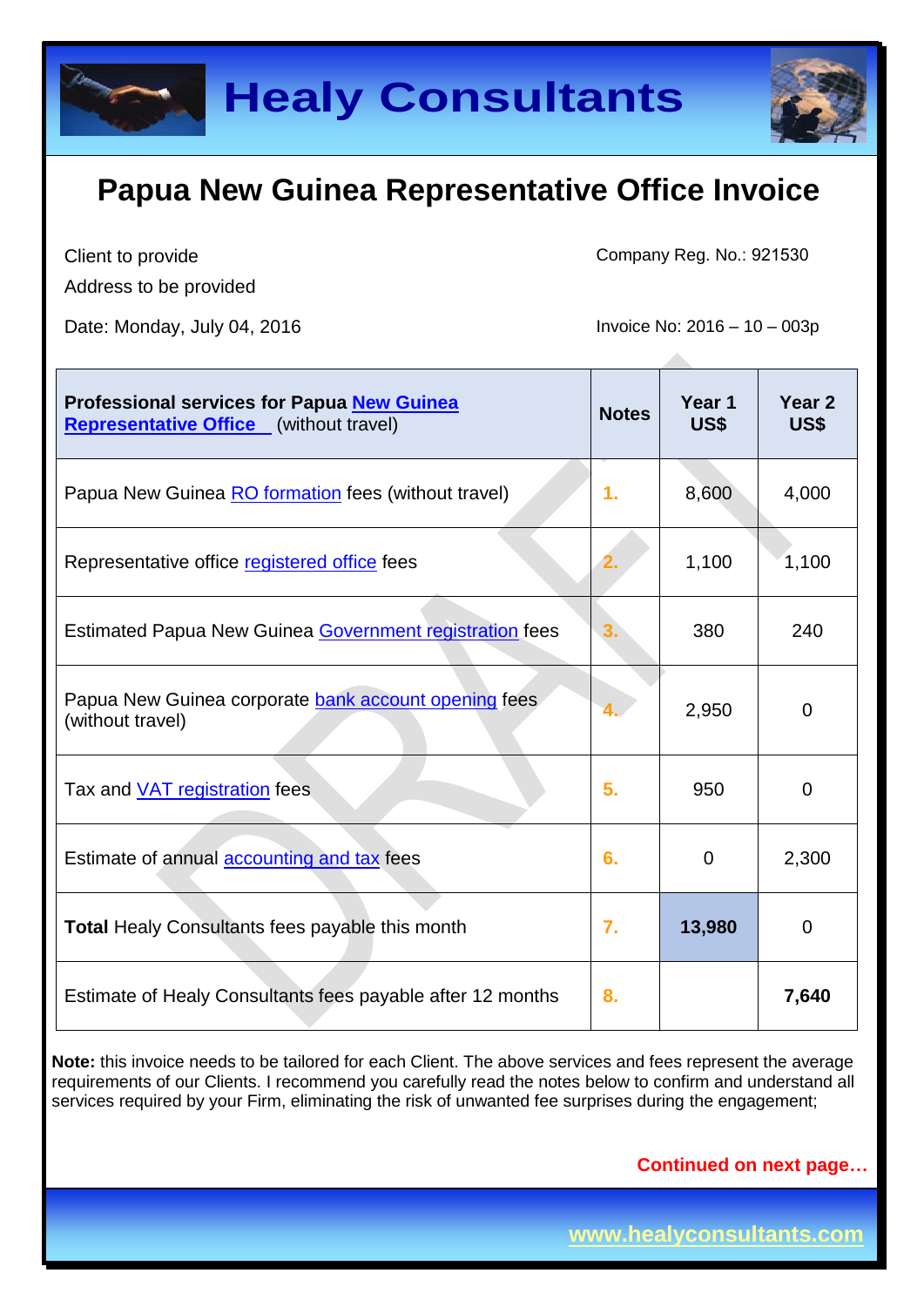# Healy Consultants

## Papua New Guinea Representative Office Invoice

Client to provide

Address to be provided

Company Reg. No.: 921530

Date: Monday, July 04, 2016

Invoice No: 2016 – 10 – 003p

| **Professional services for Papua New Guinea Representative Office** (without travel) | **Notes** | **Year 1 US$** | **Year 2 US$** |
|---|---|---|---|
| Papua New Guinea RO formation fees (without travel) | 1. | 8,600 | 4,000 |
| Representative office registered office fees | 2. | 1,100 | 1,100 |
| Estimated Papua New Guinea Government registration fees | 3. | 380 | 240 |
| Papua New Guinea corporate bank account opening fees (without travel) | 4. | 2,950 | 0 |
| Tax and VAT registration fees | 5. | 950 | 0 |
| Estimate of annual accounting and tax fees | 6. | 0 | 2,300 |
| **Total** Healy Consultants fees payable this month | 7. | **13,980** | 0 |
| Estimate of Healy Consultants fees payable after 12 months | 8. | | **7,640** |

**Note:** this invoice needs to be tailored for each Client. The above services and fees represent the average requirements of our Clients. I recommend you carefully read the notes below to confirm and understand all services required by your Firm, eliminating the risk of unwanted fee surprises during the engagement;

**Continued on next page…**

www.healyconsultants.com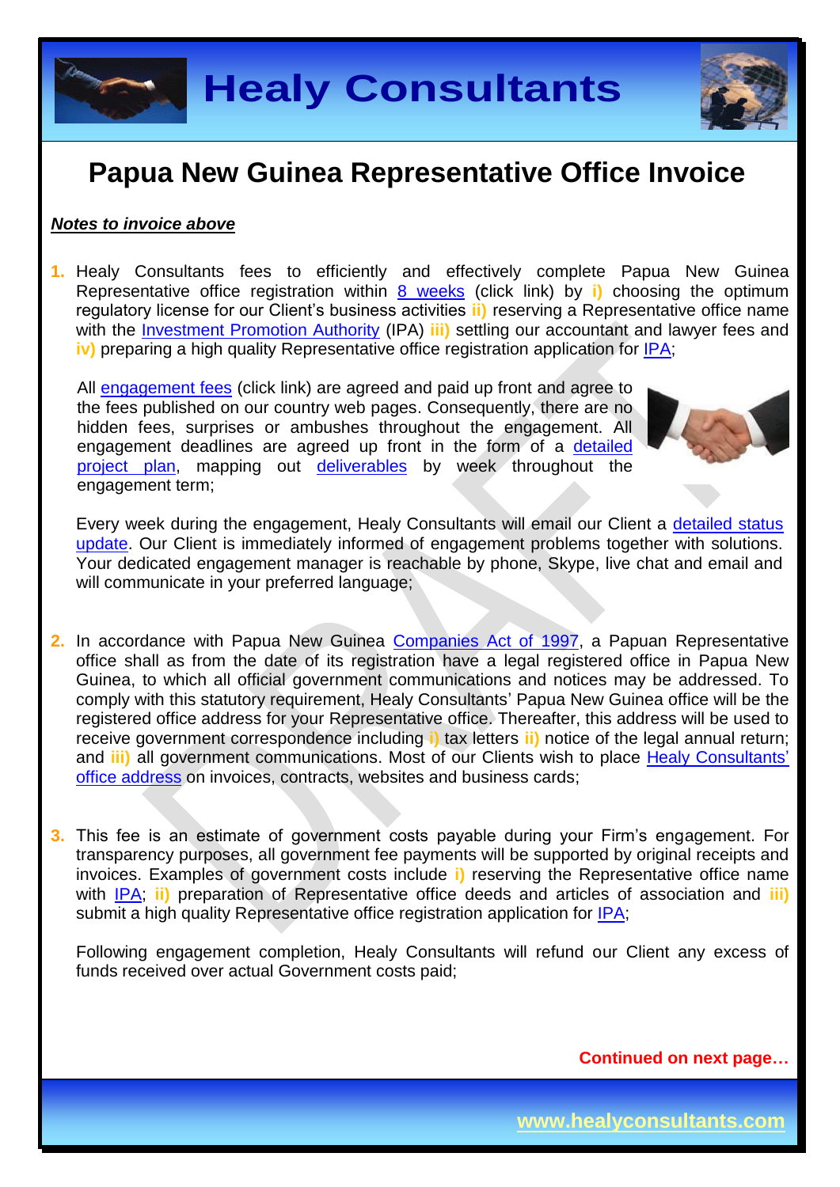# Papua New Guinea Representative Office Invoice

***Notes to invoice above***

1. Healy Consultants fees to efficiently and effectively complete Papua New Guinea Representative office registration within 8 weeks (click link) by **i)** choosing the optimum regulatory license for our Client's business activities **ii)** reserving a Representative office name with the Investment Promotion Authority (IPA) **iii)** settling our accountant and lawyer fees and **iv)** preparing a high quality Representative office registration application for IPA;

   All engagement fees (click link) are agreed and paid up front and agree to the fees published on our country web pages. Consequently, there are no hidden fees, surprises or ambushes throughout the engagement. All engagement deadlines are agreed up front in the form of a detailed project plan, mapping out deliverables by week throughout the engagement term;

   Every week during the engagement, Healy Consultants will email our Client a detailed status update. Our Client is immediately informed of engagement problems together with solutions. Your dedicated engagement manager is reachable by phone, Skype, live chat and email and will communicate in your preferred language;

2. In accordance with Papua New Guinea Companies Act of 1997, a Papuan Representative office shall as from the date of its registration have a legal registered office in Papua New Guinea, to which all official government communications and notices may be addressed. To comply with this statutory requirement, Healy Consultants' Papua New Guinea office will be the registered office address for your Representative office. Thereafter, this address will be used to receive government correspondence including **i)** tax letters **ii)** notice of the legal annual return; and **iii)** all government communications. Most of our Clients wish to place Healy Consultants' office address on invoices, contracts, websites and business cards;

3. This fee is an estimate of government costs payable during your Firm's engagement. For transparency purposes, all government fee payments will be supported by original receipts and invoices. Examples of government costs include **i)** reserving the Representative office name with IPA; **ii)** preparation of Representative office deeds and articles of association and **iii)** submit a high quality Representative office registration application for IPA;

   Following engagement completion, Healy Consultants will refund our Client any excess of funds received over actual Government costs paid;

**Continued on next page…**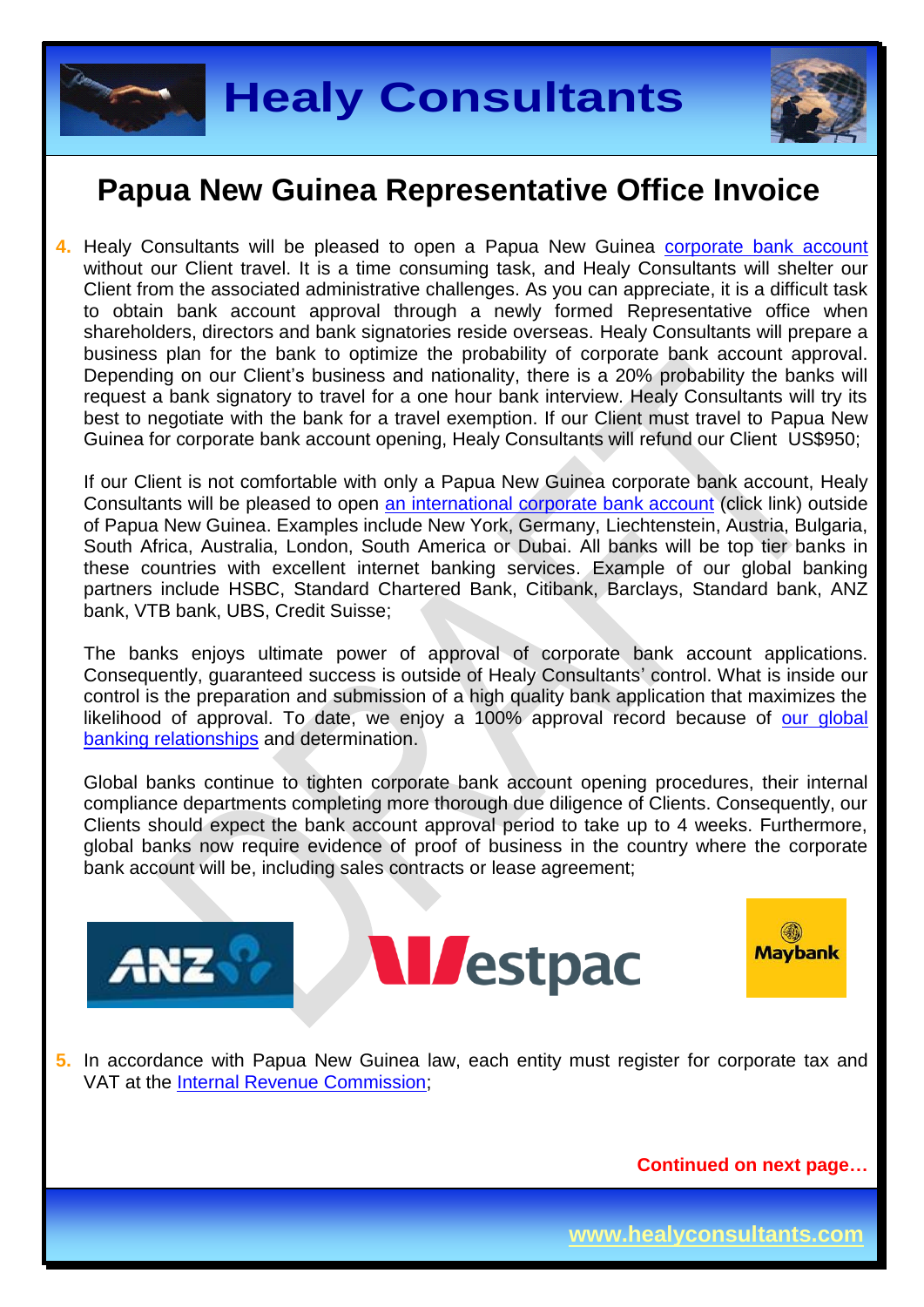# Papua New Guinea Representative Office Invoice

4. Healy Consultants will be pleased to open a Papua New Guinea corporate bank account without our Client travel. It is a time consuming task, and Healy Consultants will shelter our Client from the associated administrative challenges. As you can appreciate, it is a difficult task to obtain bank account approval through a newly formed Representative office when shareholders, directors and bank signatories reside overseas. Healy Consultants will prepare a business plan for the bank to optimize the probability of corporate bank account approval. Depending on our Client's business and nationality, there is a 20% probability the banks will request a bank signatory to travel for a one hour bank interview. Healy Consultants will try its best to negotiate with the bank for a travel exemption. If our Client must travel to Papua New Guinea for corporate bank account opening, Healy Consultants will refund our Client US$950;

   If our Client is not comfortable with only a Papua New Guinea corporate bank account, Healy Consultants will be pleased to open an international corporate bank account (click link) outside of Papua New Guinea. Examples include New York, Germany, Liechtenstein, Austria, Bulgaria, South Africa, Australia, London, South America or Dubai. All banks will be top tier banks in these countries with excellent internet banking services. Example of our global banking partners include HSBC, Standard Chartered Bank, Citibank, Barclays, Standard bank, ANZ bank, VTB bank, UBS, Credit Suisse;

   The banks enjoys ultimate power of approval of corporate bank account applications. Consequently, guaranteed success is outside of Healy Consultants' control. What is inside our control is the preparation and submission of a high quality bank application that maximizes the likelihood of approval. To date, we enjoy a 100% approval record because of our global banking relationships and determination.

   Global banks continue to tighten corporate bank account opening procedures, their internal compliance departments completing more thorough due diligence of Clients. Consequently, our Clients should expect the bank account approval period to take up to 4 weeks. Furthermore, global banks now require evidence of proof of business in the country where the corporate bank account will be, including sales contracts or lease agreement;

5. In accordance with Papua New Guinea law, each entity must register for corporate tax and VAT at the Internal Revenue Commission;

**Continued on next page…**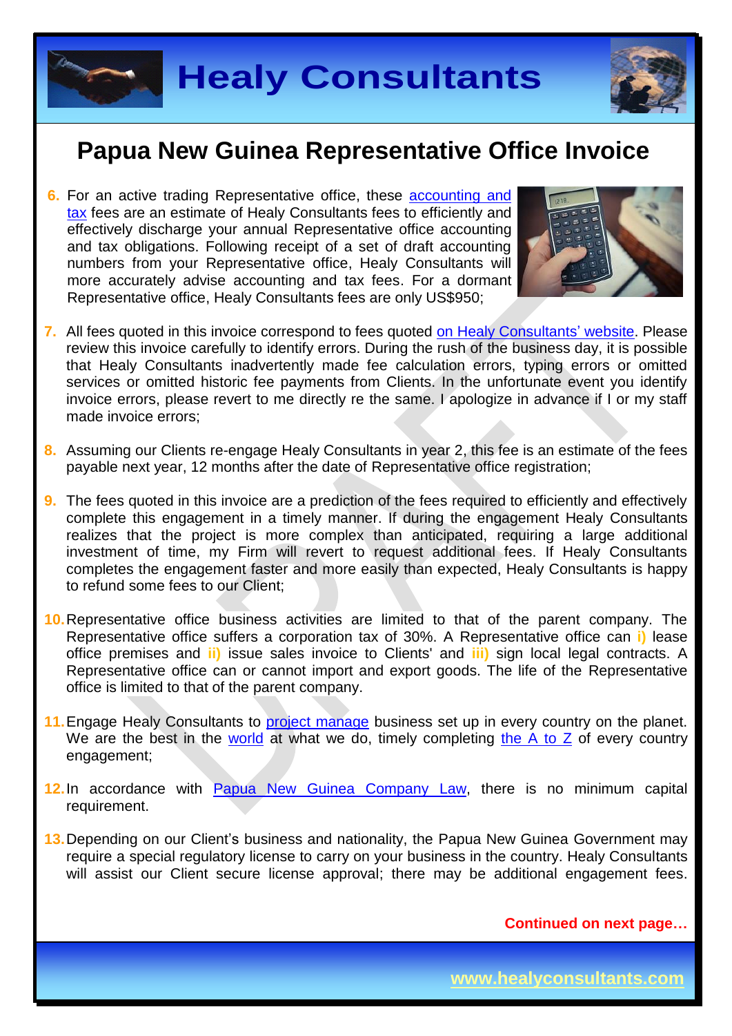# Papua New Guinea Representative Office Invoice

6. For an active trading Representative office, these accounting and tax fees are an estimate of Healy Consultants fees to efficiently and effectively discharge your annual Representative office accounting and tax obligations. Following receipt of a set of draft accounting numbers from your Representative office, Healy Consultants will more accurately advise accounting and tax fees. For a dormant Representative office, Healy Consultants fees are only US$950;

7. All fees quoted in this invoice correspond to fees quoted on Healy Consultants' website. Please review this invoice carefully to identify errors. During the rush of the business day, it is possible that Healy Consultants inadvertently made fee calculation errors, typing errors or omitted services or omitted historic fee payments from Clients. In the unfortunate event you identify invoice errors, please revert to me directly re the same. I apologize in advance if I or my staff made invoice errors;

8. Assuming our Clients re-engage Healy Consultants in year 2, this fee is an estimate of the fees payable next year, 12 months after the date of Representative office registration;

9. The fees quoted in this invoice are a prediction of the fees required to efficiently and effectively complete this engagement in a timely manner. If during the engagement Healy Consultants realizes that the project is more complex than anticipated, requiring a large additional investment of time, my Firm will revert to request additional fees. If Healy Consultants completes the engagement faster and more easily than expected, Healy Consultants is happy to refund some fees to our Client;

10. Representative office business activities are limited to that of the parent company. The Representative office suffers a corporation tax of 30%. A Representative office can **i)** lease office premises and **ii)** issue sales invoice to Clients' and **iii)** sign local legal contracts. A Representative office can or cannot import and export goods. The life of the Representative office is limited to that of the parent company.

11. Engage Healy Consultants to project manage business set up in every country on the planet. We are the best in the world at what we do, timely completing the A to Z of every country engagement;

12. In accordance with Papua New Guinea Company Law, there is no minimum capital requirement.

13. Depending on our Client's business and nationality, the Papua New Guinea Government may require a special regulatory license to carry on your business in the country. Healy Consultants will assist our Client secure license approval; there may be additional engagement fees.

**Continued on next page…**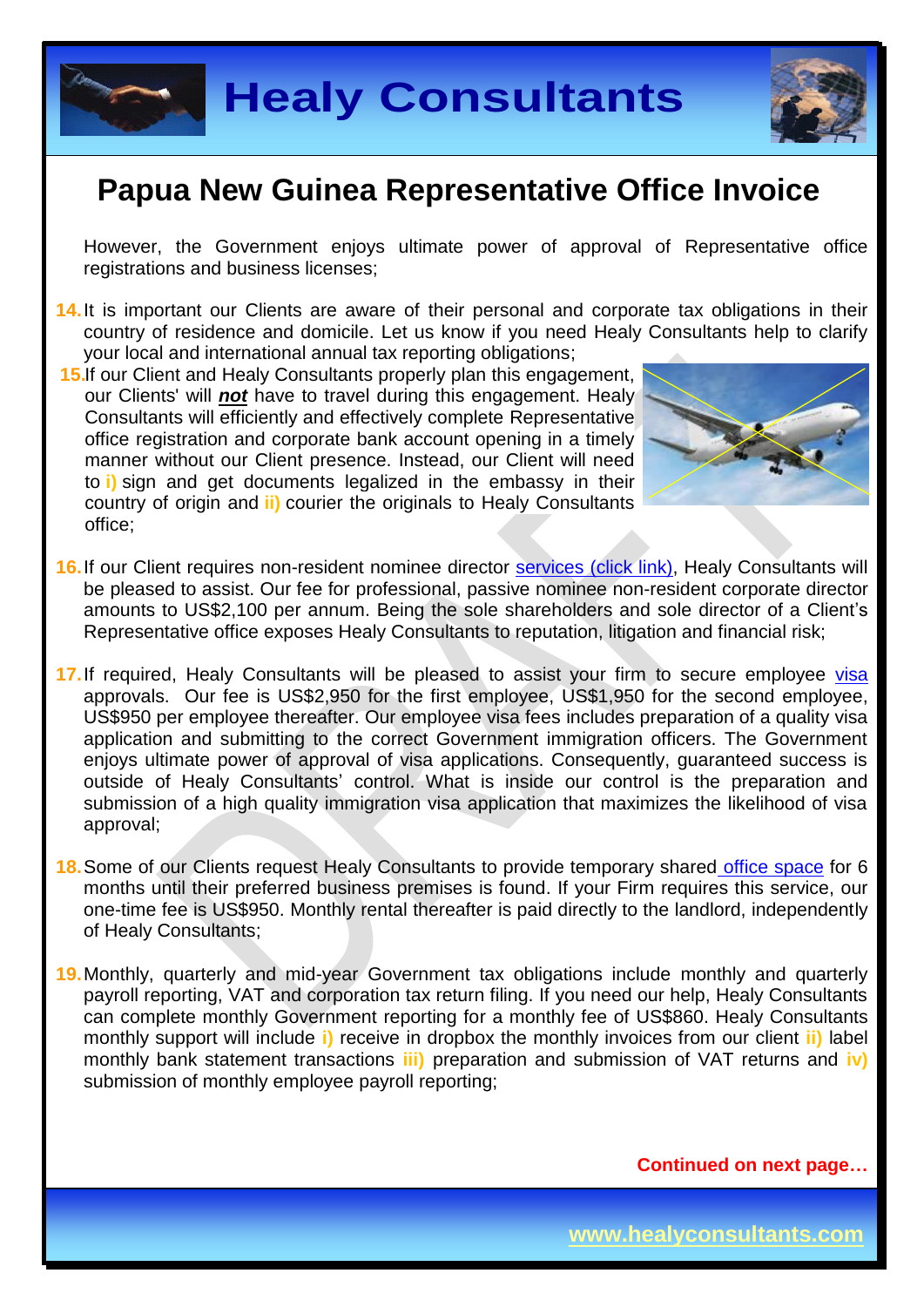# Papua New Guinea Representative Office Invoice

However, the Government enjoys ultimate power of approval of Representative office registrations and business licenses;

14. It is important our Clients are aware of their personal and corporate tax obligations in their country of residence and domicile. Let us know if you need Healy Consultants help to clarify your local and international annual tax reporting obligations;

15. If our Client and Healy Consultants properly plan this engagement, our Clients' will ***not*** have to travel during this engagement. Healy Consultants will efficiently and effectively complete Representative office registration and corporate bank account opening in a timely manner without our Client presence. Instead, our Client will need to **i)** sign and get documents legalized in the embassy in their country of origin and **ii)** courier the originals to Healy Consultants office;

16. If our Client requires non-resident nominee director services (click link), Healy Consultants will be pleased to assist. Our fee for professional, passive nominee non-resident corporate director amounts to US$2,100 per annum. Being the sole shareholders and sole director of a Client's Representative office exposes Healy Consultants to reputation, litigation and financial risk;

17. If required, Healy Consultants will be pleased to assist your firm to secure employee visa approvals. Our fee is US$2,950 for the first employee, US$1,950 for the second employee, US$950 per employee thereafter. Our employee visa fees includes preparation of a quality visa application and submitting to the correct Government immigration officers. The Government enjoys ultimate power of approval of visa applications. Consequently, guaranteed success is outside of Healy Consultants' control. What is inside our control is the preparation and submission of a high quality immigration visa application that maximizes the likelihood of visa approval;

18. Some of our Clients request Healy Consultants to provide temporary shared office space for 6 months until their preferred business premises is found. If your Firm requires this service, our one-time fee is US$950. Monthly rental thereafter is paid directly to the landlord, independently of Healy Consultants;

19. Monthly, quarterly and mid-year Government tax obligations include monthly and quarterly payroll reporting, VAT and corporation tax return filing. If you need our help, Healy Consultants can complete monthly Government reporting for a monthly fee of US$860. Healy Consultants monthly support will include **i)** receive in dropbox the monthly invoices from our client **ii)** label monthly bank statement transactions **iii)** preparation and submission of VAT returns and **iv)** submission of monthly employee payroll reporting;

**Continued on next page…**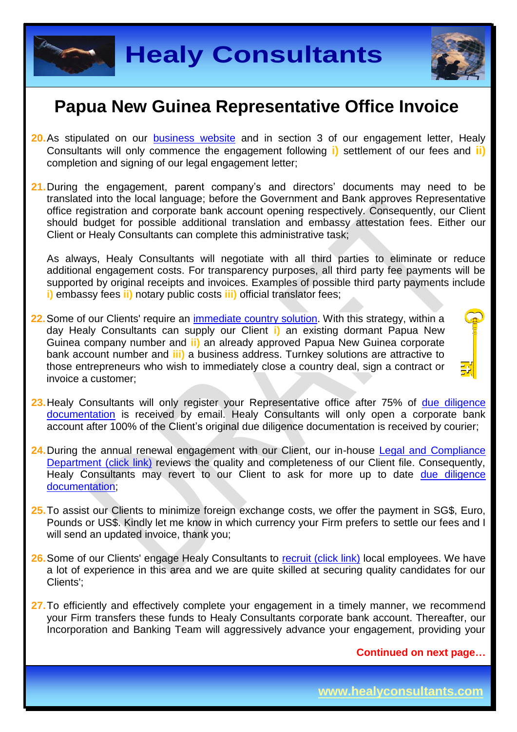## Papua New Guinea Representative Office Invoice

20. As stipulated on our business website and in section 3 of our engagement letter, Healy Consultants will only commence the engagement following **i)** settlement of our fees and **ii)** completion and signing of our legal engagement letter;

21. During the engagement, parent company's and directors' documents may need to be translated into the local language; before the Government and Bank approves Representative office registration and corporate bank account opening respectively. Consequently, our Client should budget for possible additional translation and embassy attestation fees. Either our Client or Healy Consultants can complete this administrative task;

    As always, Healy Consultants will negotiate with all third parties to eliminate or reduce additional engagement costs. For transparency purposes, all third party fee payments will be supported by original receipts and invoices. Examples of possible third party payments include **i)** embassy fees **ii)** notary public costs **iii)** official translator fees;

22. Some of our Clients' require an immediate country solution. With this strategy, within a day Healy Consultants can supply our Client **i)** an existing dormant Papua New Guinea company number and **ii)** an already approved Papua New Guinea corporate bank account number and **iii)** a business address. Turnkey solutions are attractive to those entrepreneurs who wish to immediately close a country deal, sign a contract or invoice a customer;

23. Healy Consultants will only register your Representative office after 75% of due diligence documentation is received by email. Healy Consultants will only open a corporate bank account after 100% of the Client's original due diligence documentation is received by courier;

24. During the annual renewal engagement with our Client, our in-house Legal and Compliance Department (click link) reviews the quality and completeness of our Client file. Consequently, Healy Consultants may revert to our Client to ask for more up to date due diligence documentation;

25. To assist our Clients to minimize foreign exchange costs, we offer the payment in SG$, Euro, Pounds or US$. Kindly let me know in which currency your Firm prefers to settle our fees and I will send an updated invoice, thank you;

26. Some of our Clients' engage Healy Consultants to recruit (click link) local employees. We have a lot of experience in this area and we are quite skilled at securing quality candidates for our Clients';

27. To efficiently and effectively complete your engagement in a timely manner, we recommend your Firm transfers these funds to Healy Consultants corporate bank account. Thereafter, our Incorporation and Banking Team will aggressively advance your engagement, providing your

**Continued on next page…**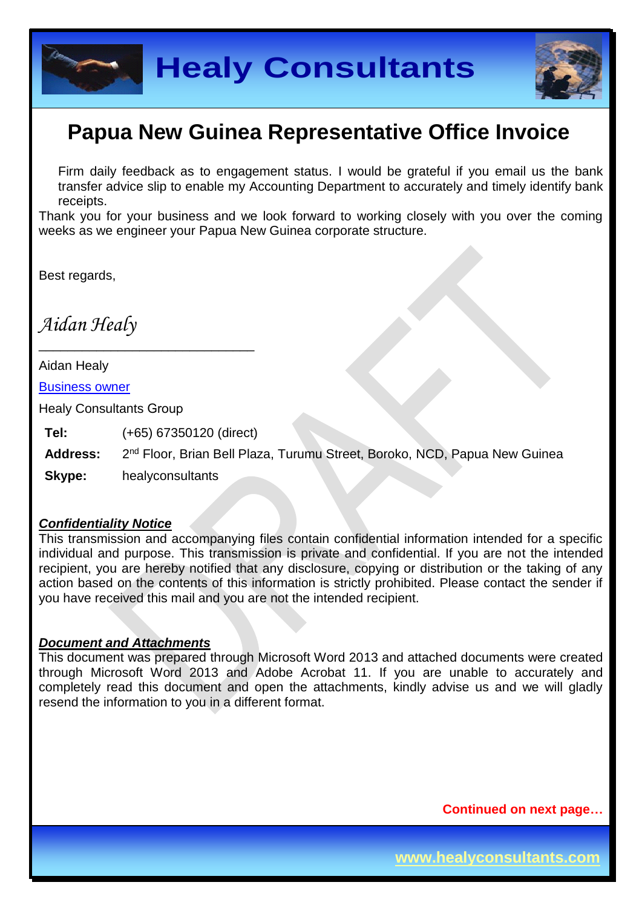# Papua New Guinea Representative Office Invoice

Firm daily feedback as to engagement status. I would be grateful if you email us the bank transfer advice slip to enable my Accounting Department to accurately and timely identify bank receipts.

Thank you for your business and we look forward to working closely with you over the coming weeks as we engineer your Papua New Guinea corporate structure.

Best regards,

*Aidan Healy*

______________________________

Aidan Healy

Business owner

Healy Consultants Group

| | |
|---|---|
| **Tel:** | (+65) 67350120 (direct) |
| **Address:** | 2nd Floor, Brian Bell Plaza, Turumu Street, Boroko, NCD, Papua New Guinea |
| **Skype:** | healyconsultants |

***Confidentiality Notice***

This transmission and accompanying files contain confidential information intended for a specific individual and purpose. This transmission is private and confidential. If you are not the intended recipient, you are hereby notified that any disclosure, copying or distribution or the taking of any action based on the contents of this information is strictly prohibited. Please contact the sender if you have received this mail and you are not the intended recipient.

***Document and Attachments***

This document was prepared through Microsoft Word 2013 and attached documents were created through Microsoft Word 2013 and Adobe Acrobat 11. If you are unable to accurately and completely read this document and open the attachments, kindly advise us and we will gladly resend the information to you in a different format.

**Continued on next page…**